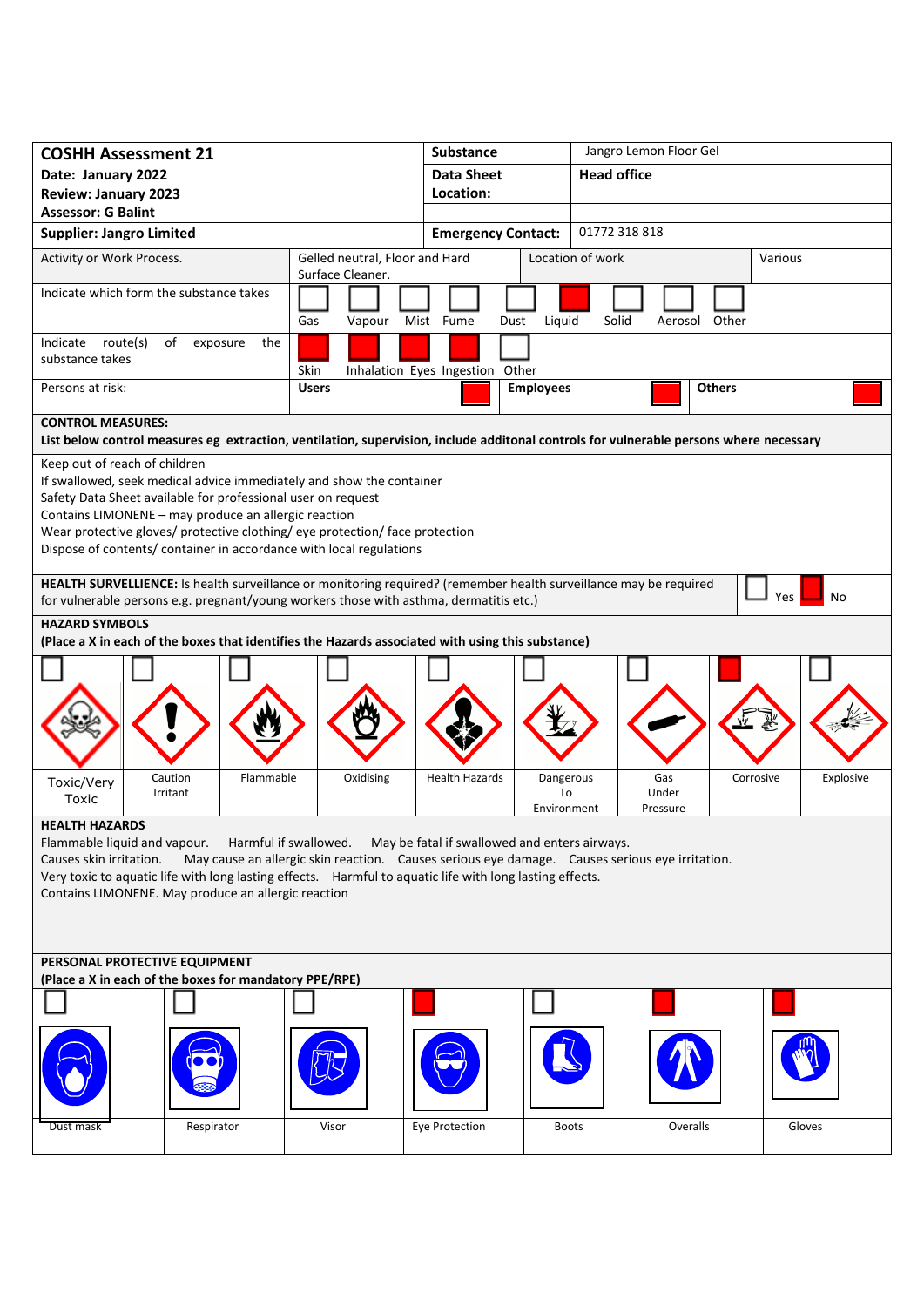| **COSHH Assessment 21** | **Substance** | Jangro Lemon Floor Gel |
|---|---|---|
| **Date: January 2022**<br>**Review: January 2023**<br>**Assessor: G Balint** | **Data Sheet Location:** | **Head office** |
| **Supplier: Jangro Limited** | **Emergency Contact:** | 01772 318 818 |

| Activity or Work Process. | Gelled neutral, Floor and Hard Surface Cleaner. | Location of work | Various |
|---|---|---|---|

**Indicate which form the substance takes**

| Gas | Vapour | Mist | Fume | Dust | Liquid | Solid | Aerosol | Other |
|---|---|---|---|---|---|---|---|---|
| | | | | | X | | | |

**Indicate route(s) of exposure the substance takes**

| Skin | Inhalation | Eyes | Ingestion | Other |
|---|---|---|---|---|
| X | X | X | X | |

**Persons at risk:**

| Users | Employees | Others |
|---|---|---|
| X | X | X |

**CONTROL MEASURES:**
**List below control measures eg extraction, ventilation, supervision, include additonal controls for vulnerable persons where necessary**

Keep out of reach of children
If swallowed, seek medical advice immediately and show the container
Safety Data Sheet available for professional user on request
Contains LIMONENE – may produce an allergic reaction
Wear protective gloves/ protective clothing/ eye protection/ face protection
Dispose of contents/ container in accordance with local regulations

**HEALTH SURVELLIENCE:** Is health surveillance or monitoring required? (remember health surveillance may be required for vulnerable persons e.g. pregnant/young workers those with asthma, dermatitis etc.)

| Yes | No |
|---|---|
| | X |

**HAZARD SYMBOLS**
**(Place a X in each of the boxes that identifies the Hazards associated with using this substance)**

| Toxic/Very Toxic | Caution Irritant | Flammable | Oxidising | Health Hazards | Dangerous To Environment | Gas Under Pressure | Corrosive | Explosive |
|---|---|---|---|---|---|---|---|---|
| | | | | | | | X | |

**HEALTH HAZARDS**

Flammable liquid and vapour. Harmful if swallowed. May be fatal if swallowed and enters airways.
Causes skin irritation. May cause an allergic skin reaction. Causes serious eye damage. Causes serious eye irritation.
Very toxic to aquatic life with long lasting effects. Harmful to aquatic life with long lasting effects.
Contains LIMONENE. May produce an allergic reaction

**PERSONAL PROTECTIVE EQUIPMENT**
**(Place a X in each of the boxes for mandatory PPE/RPE)**

| Dust mask | Respirator | Visor | Eye Protection | Boots | Overalls | Gloves |
|---|---|---|---|---|---|---|
| | | | X | | X | X |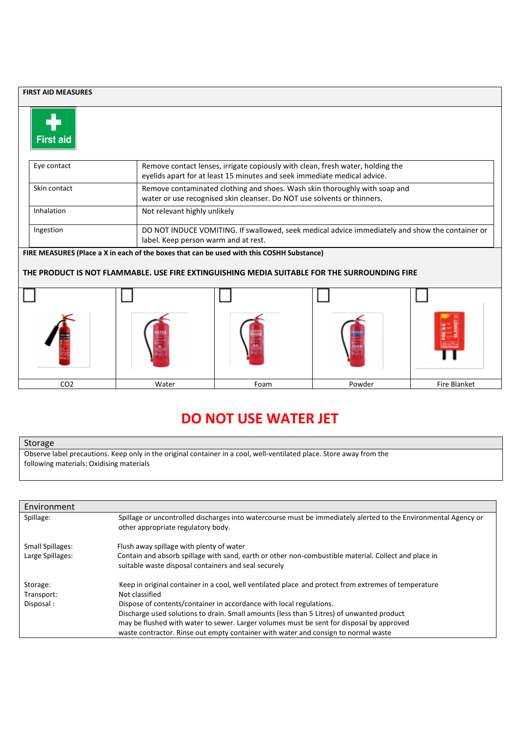## FIRST AID MEASURES

First aid

| | |
|---|---|
| Eye contact | Remove contact lenses, irrigate copiously with clean, fresh water, holding the eyelids apart for at least 15 minutes and seek immediate medical advice. |
| Skin contact | Remove contaminated clothing and shoes. Wash skin thoroughly with soap and water or use recognised skin cleanser. Do NOT use solvents or thinners. |
| Inhalation | Not relevant highly unlikely |
| Ingestion | DO NOT INDUCE VOMITING. If swallowed, seek medical advice immediately and show the container or label. Keep person warm and at rest. |

**FIRE MEASURES (Place a X in each of the boxes that can be used with this COSHH Substance)**

**THE PRODUCT IS NOT FLAMMABLE. USE FIRE EXTINGUISHING MEDIA SUITABLE FOR THE SURROUNDING FIRE**

| ☐ | ☐ | ☐ | ☐ | ☐ |
|---|---|---|---|---|
| CO2 | Water | Foam | Powder | Fire Blanket |

# DO NOT USE WATER JET

## Storage

Observe label precautions. Keep only in the original container in a cool, well-ventilated place. Store away from the following materials: Oxidising materials

## Environment

| | |
|---|---|
| Spillage: | Spillage or uncontrolled discharges into watercourse must be immediately alerted to the Environmental Agency or other appropriate regulatory body. |
| Small Spillages: | Flush away spillage with plenty of water |
| Large Spillages: | Contain and absorb spillage with sand, earth or other non-combustible material. Collect and place in suitable waste disposal containers and seal securely |
| Storage: | Keep in original container in a cool, well ventilated place and protect from extremes of temperature |
| Transport: | Not classified |
| Disposal : | Dispose of contents/container in accordance with local regulations. Discharge used solutions to drain. Small amounts (less than 5 Litres) of unwanted product may be flushed with water to sewer. Larger volumes must be sent for disposal by approved waste contractor. Rinse out empty container with water and consign to normal waste |